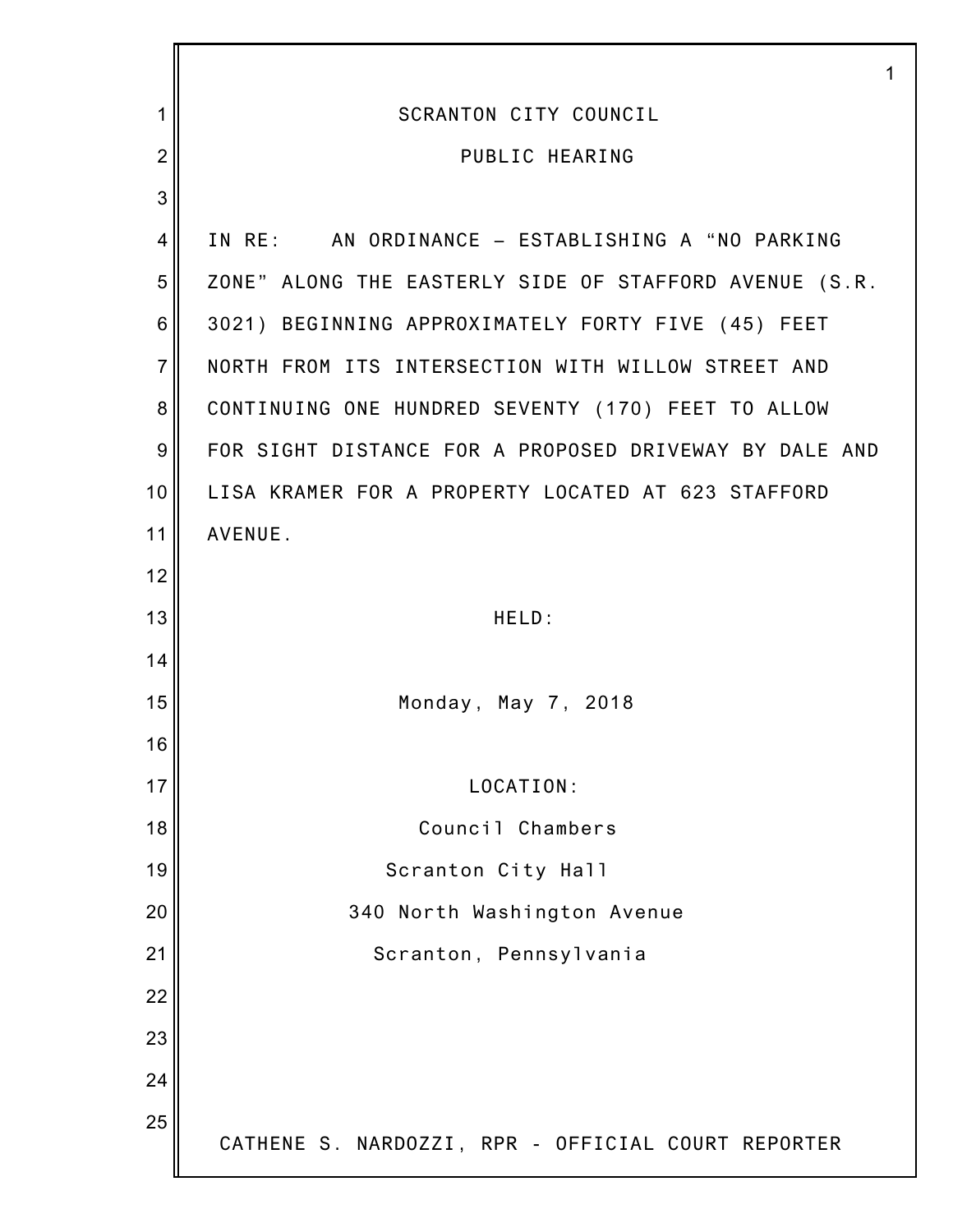# SCRANTON CITY COUNCIL

## PUBLIC HEARING

IN RE: AN ORDINANCE – ESTABLISHING A "NO PARKING ZONE" ALONG THE EASTERLY SIDE OF STAFFORD AVENUE (S.R. 3021) BEGINNING APPROXIMATELY FORTY FIVE (45) FEET NORTH FROM ITS INTERSECTION WITH WILLOW STREET AND CONTINUING ONE HUNDRED SEVENTY (170) FEET TO ALLOW FOR SIGHT DISTANCE FOR A PROPOSED DRIVEWAY BY DALE AND LISA KRAMER FOR A PROPERTY LOCATED AT 623 STAFFORD AVENUE.

HELD:

Monday, May 7, 2018

LOCATION:

Council Chambers
Scranton City Hall
340 North Washington Avenue
Scranton, Pennsylvania

CATHENE S. NARDOZZI, RPR - OFFICIAL COURT REPORTER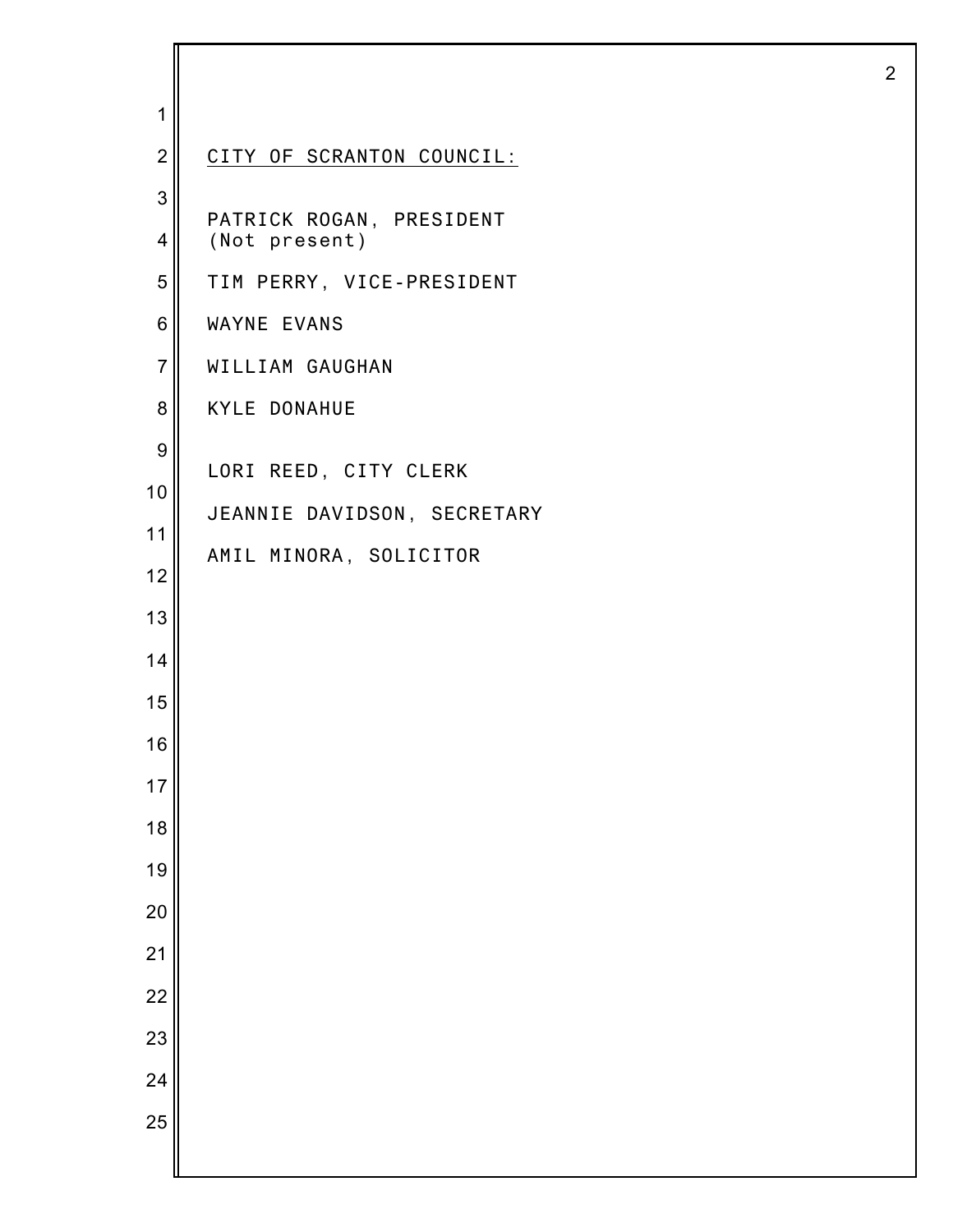CITY OF SCRANTON COUNCIL:

PATRICK ROGAN, PRESIDENT
(Not present)

TIM PERRY, VICE-PRESIDENT

WAYNE EVANS

WILLIAM GAUGHAN

KYLE DONAHUE

LORI REED, CITY CLERK

JEANNIE DAVIDSON, SECRETARY

AMIL MINORA, SOLICITOR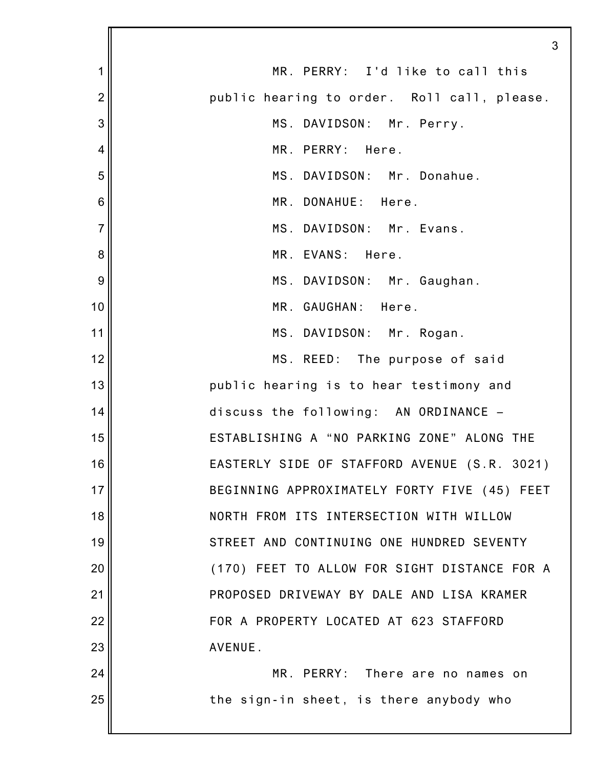MR. PERRY: I'd like to call this public hearing to order. Roll call, please.

MS. DAVIDSON: Mr. Perry.

MR. PERRY: Here.

MS. DAVIDSON: Mr. Donahue.

MR. DONAHUE: Here.

MS. DAVIDSON: Mr. Evans.

MR. EVANS: Here.

MS. DAVIDSON: Mr. Gaughan.

MR. GAUGHAN: Here.

MS. DAVIDSON: Mr. Rogan.

MS. REED: The purpose of said public hearing is to hear testimony and discuss the following: AN ORDINANCE – ESTABLISHING A "NO PARKING ZONE" ALONG THE EASTERLY SIDE OF STAFFORD AVENUE (S.R. 3021) BEGINNING APPROXIMATELY FORTY FIVE (45) FEET NORTH FROM ITS INTERSECTION WITH WILLOW STREET AND CONTINUING ONE HUNDRED SEVENTY (170) FEET TO ALLOW FOR SIGHT DISTANCE FOR A PROPOSED DRIVEWAY BY DALE AND LISA KRAMER FOR A PROPERTY LOCATED AT 623 STAFFORD AVENUE.

MR. PERRY: There are no names on the sign-in sheet, is there anybody who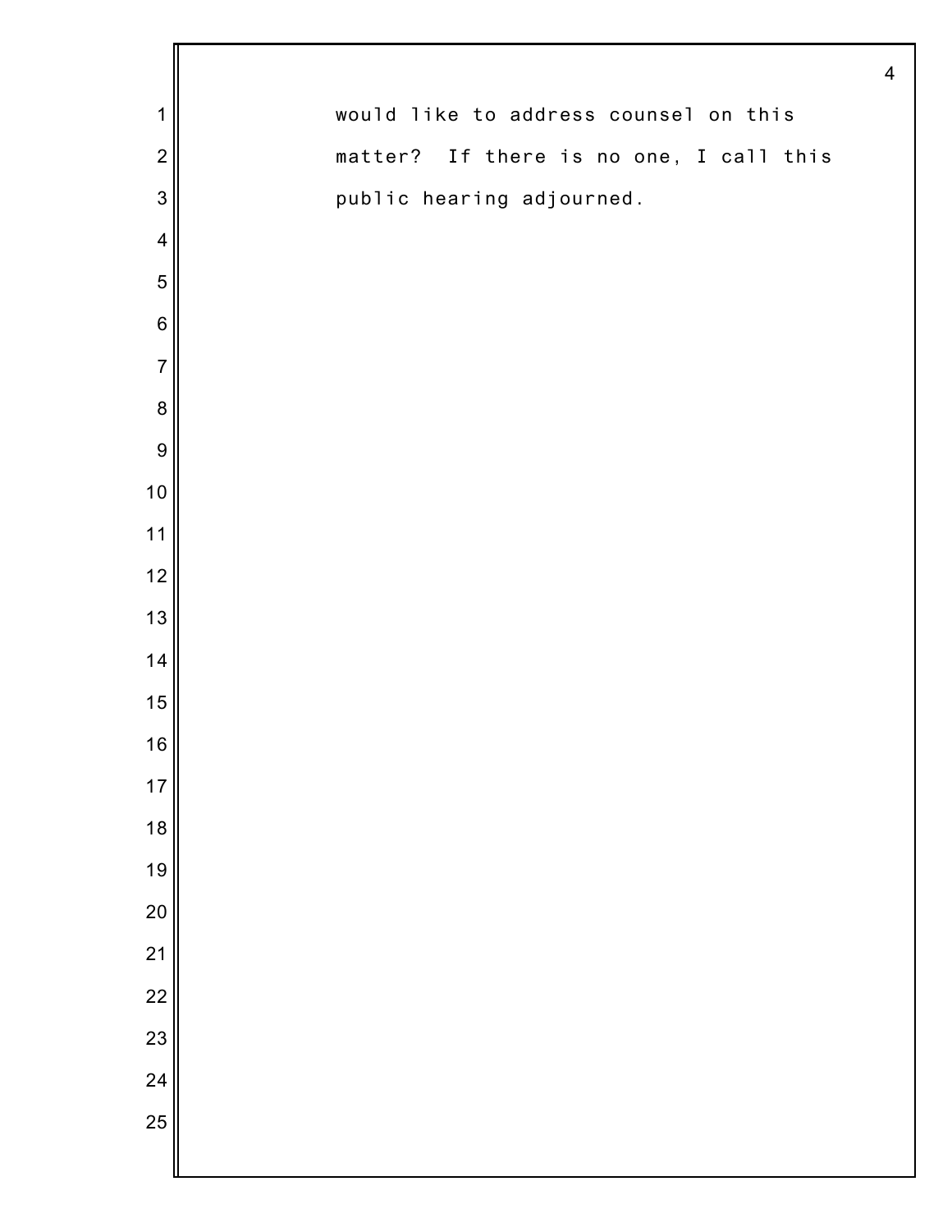would like to address counsel on this matter? If there is no one, I call this public hearing adjourned.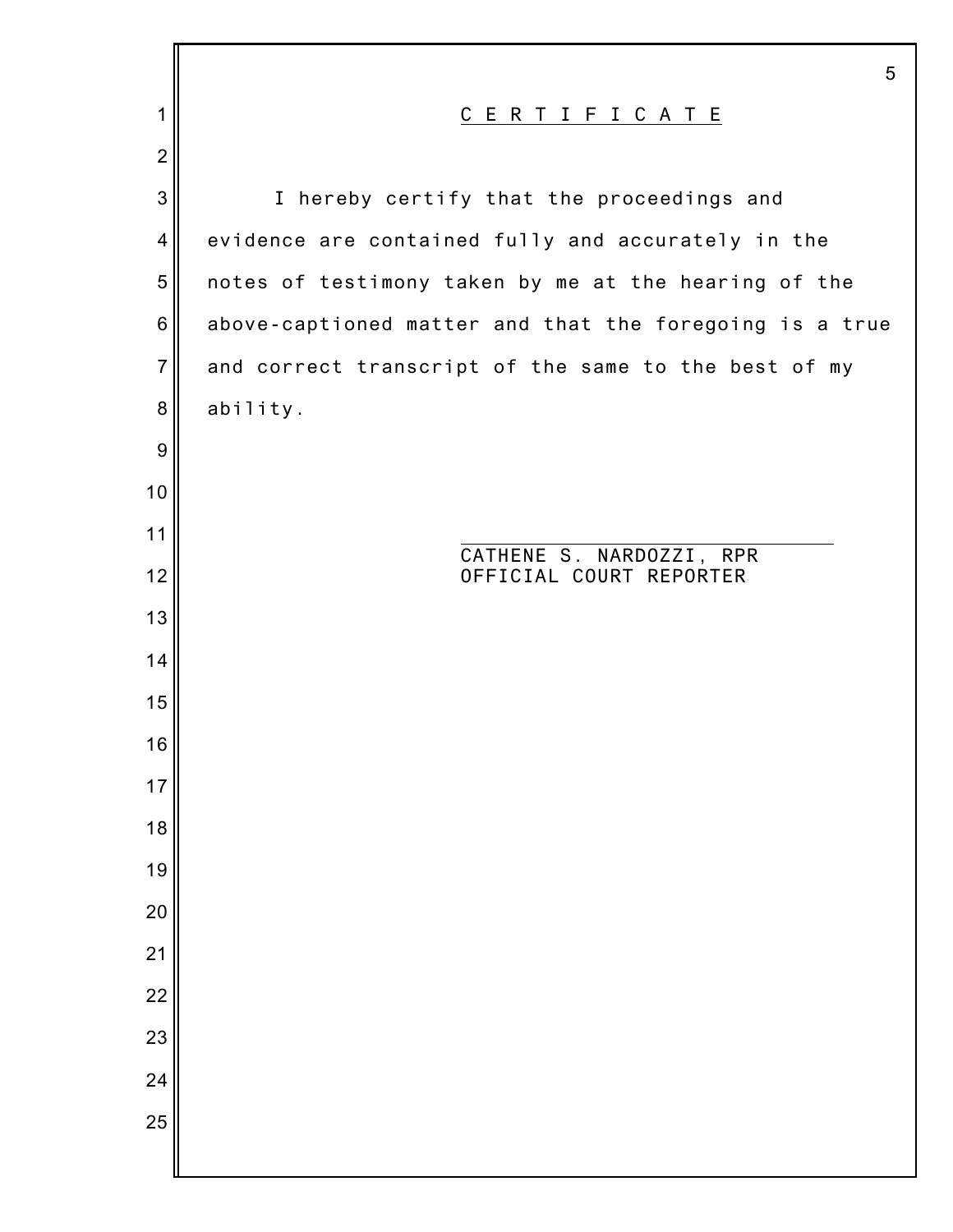# C E R T I F I C A T E

I hereby certify that the proceedings and evidence are contained fully and accurately in the notes of testimony taken by me at the hearing of the above-captioned matter and that the foregoing is a true and correct transcript of the same to the best of my ability.

\_\_\_\_\_\_\_\_\_\_\_\_\_\_\_\_\_\_\_\_\_\_\_\_\_\_\_\_\_\_\_\_

CATHENE S. NARDOZZI, RPR
OFFICIAL COURT REPORTER